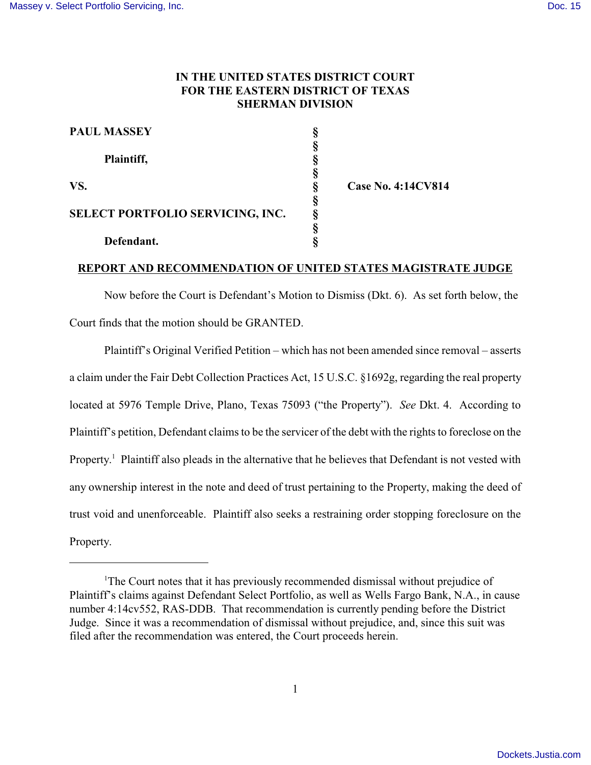**IN THE UNITED STATES DISTRICT COURT**
**FOR THE EASTERN DISTRICT OF TEXAS**
**SHERMAN DIVISION**

| | | |
|---|---|---|
| **PAUL MASSEY** | § | |
| | § | |
| **Plaintiff,** | § | |
| | § | |
| **VS.** | § | **Case No. 4:14CV814** |
| | § | |
| **SELECT PORTFOLIO SERVICING, INC.** | § | |
| | § | |
| **Defendant.** | § | |

**REPORT AND RECOMMENDATION OF UNITED STATES MAGISTRATE JUDGE**

Now before the Court is Defendant's Motion to Dismiss (Dkt. 6). As set forth below, the Court finds that the motion should be GRANTED.

Plaintiff's Original Verified Petition – which has not been amended since removal – asserts a claim under the Fair Debt Collection Practices Act, 15 U.S.C. §1692g, regarding the real property located at 5976 Temple Drive, Plano, Texas 75093 ("the Property"). *See* Dkt. 4. According to Plaintiff's petition, Defendant claims to be the servicer of the debt with the rights to foreclose on the Property.[1] Plaintiff also pleads in the alternative that he believes that Defendant is not vested with any ownership interest in the note and deed of trust pertaining to the Property, making the deed of trust void and unenforceable. Plaintiff also seeks a restraining order stopping foreclosure on the Property.

---

[1]The Court notes that it has previously recommended dismissal without prejudice of Plaintiff's claims against Defendant Select Portfolio, as well as Wells Fargo Bank, N.A., in cause number 4:14cv552, RAS-DDB. That recommendation is currently pending before the District Judge. Since it was a recommendation of dismissal without prejudice, and, since this suit was filed after the recommendation was entered, the Court proceeds herein.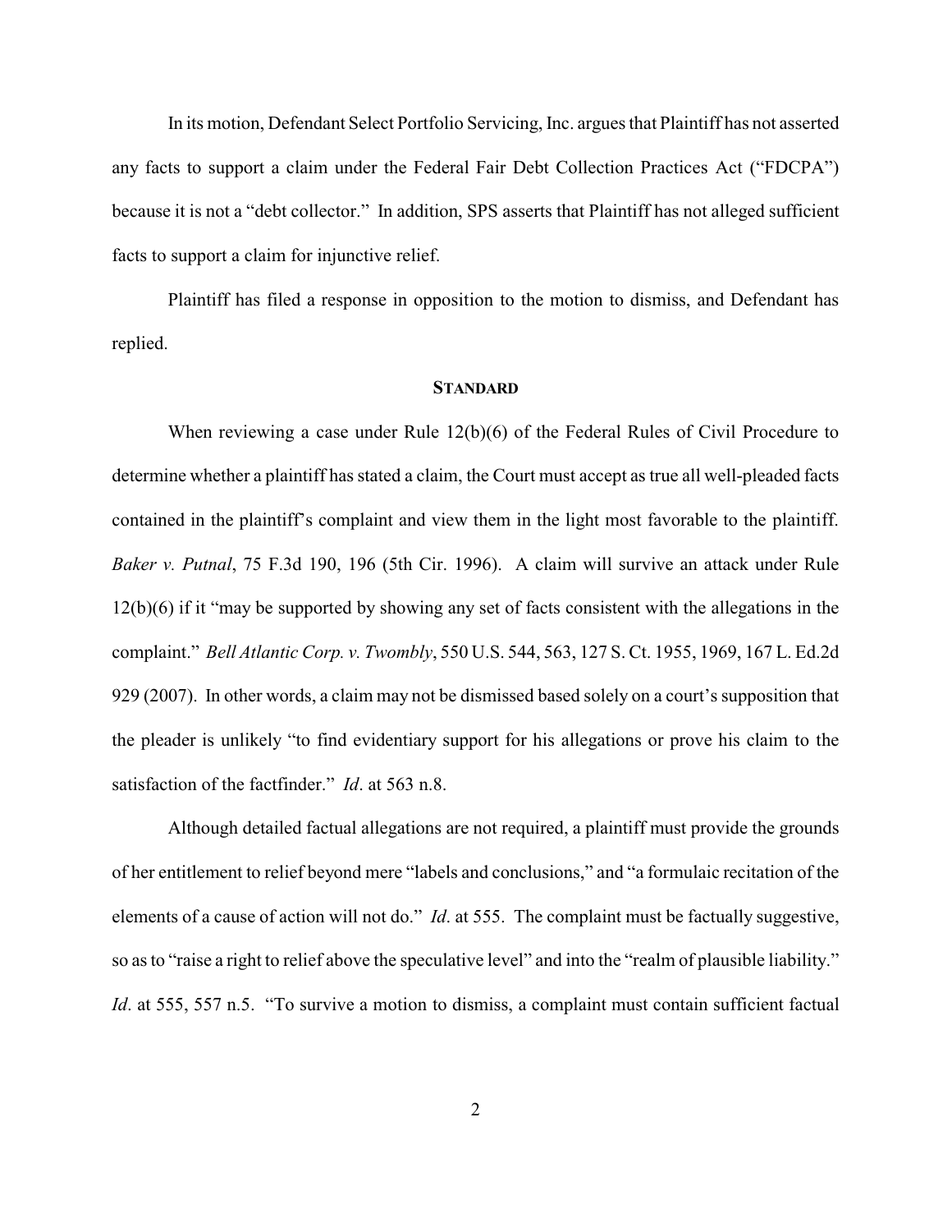In its motion, Defendant Select Portfolio Servicing, Inc. argues that Plaintiff has not asserted any facts to support a claim under the Federal Fair Debt Collection Practices Act ("FDCPA") because it is not a "debt collector." In addition, SPS asserts that Plaintiff has not alleged sufficient facts to support a claim for injunctive relief.

Plaintiff has filed a response in opposition to the motion to dismiss, and Defendant has replied.

## STANDARD

When reviewing a case under Rule 12(b)(6) of the Federal Rules of Civil Procedure to determine whether a plaintiff has stated a claim, the Court must accept as true all well-pleaded facts contained in the plaintiff's complaint and view them in the light most favorable to the plaintiff. *Baker v. Putnal*, 75 F.3d 190, 196 (5th Cir. 1996). A claim will survive an attack under Rule 12(b)(6) if it "may be supported by showing any set of facts consistent with the allegations in the complaint." *Bell Atlantic Corp. v. Twombly*, 550 U.S. 544, 563, 127 S. Ct. 1955, 1969, 167 L. Ed.2d 929 (2007). In other words, a claim may not be dismissed based solely on a court's supposition that the pleader is unlikely "to find evidentiary support for his allegations or prove his claim to the satisfaction of the factfinder." *Id*. at 563 n.8.

Although detailed factual allegations are not required, a plaintiff must provide the grounds of her entitlement to relief beyond mere "labels and conclusions," and "a formulaic recitation of the elements of a cause of action will not do." *Id*. at 555. The complaint must be factually suggestive, so as to "raise a right to relief above the speculative level" and into the "realm of plausible liability." *Id*. at 555, 557 n.5. "To survive a motion to dismiss, a complaint must contain sufficient factual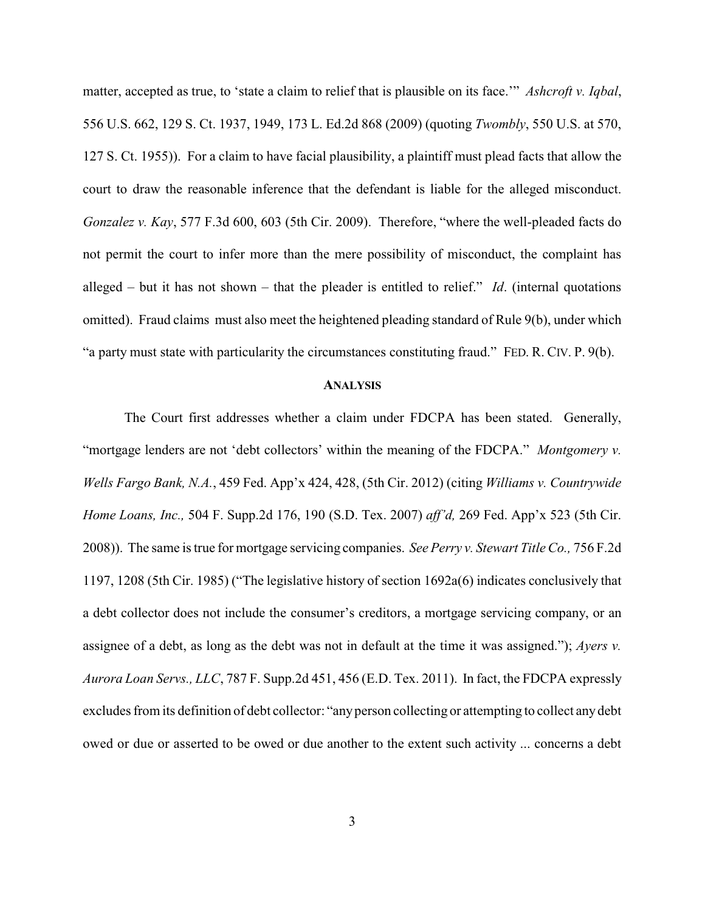matter, accepted as true, to 'state a claim to relief that is plausible on its face.'" *Ashcroft v. Iqbal*, 556 U.S. 662, 129 S. Ct. 1937, 1949, 173 L. Ed.2d 868 (2009) (quoting *Twombly*, 550 U.S. at 570, 127 S. Ct. 1955)). For a claim to have facial plausibility, a plaintiff must plead facts that allow the court to draw the reasonable inference that the defendant is liable for the alleged misconduct. *Gonzalez v. Kay*, 577 F.3d 600, 603 (5th Cir. 2009). Therefore, "where the well-pleaded facts do not permit the court to infer more than the mere possibility of misconduct, the complaint has alleged – but it has not shown – that the pleader is entitled to relief." *Id*. (internal quotations omitted). Fraud claims must also meet the heightened pleading standard of Rule 9(b), under which "a party must state with particularity the circumstances constituting fraud." FED. R. CIV. P. 9(b).

## ANALYSIS

The Court first addresses whether a claim under FDCPA has been stated. Generally, "mortgage lenders are not 'debt collectors' within the meaning of the FDCPA." *Montgomery v. Wells Fargo Bank, N.A.*, 459 Fed. App'x 424, 428, (5th Cir. 2012) (citing *Williams v. Countrywide Home Loans, Inc.,* 504 F. Supp.2d 176, 190 (S.D. Tex. 2007) *aff'd,* 269 Fed. App'x 523 (5th Cir. 2008)). The same is true for mortgage servicing companies. *See Perry v. Stewart Title Co.,* 756 F.2d 1197, 1208 (5th Cir. 1985) ("The legislative history of section 1692a(6) indicates conclusively that a debt collector does not include the consumer's creditors, a mortgage servicing company, or an assignee of a debt, as long as the debt was not in default at the time it was assigned."); *Ayers v. Aurora Loan Servs., LLC*, 787 F. Supp.2d 451, 456 (E.D. Tex. 2011). In fact, the FDCPA expressly excludes from its definition of debt collector: "any person collecting or attempting to collect any debt owed or due or asserted to be owed or due another to the extent such activity ... concerns a debt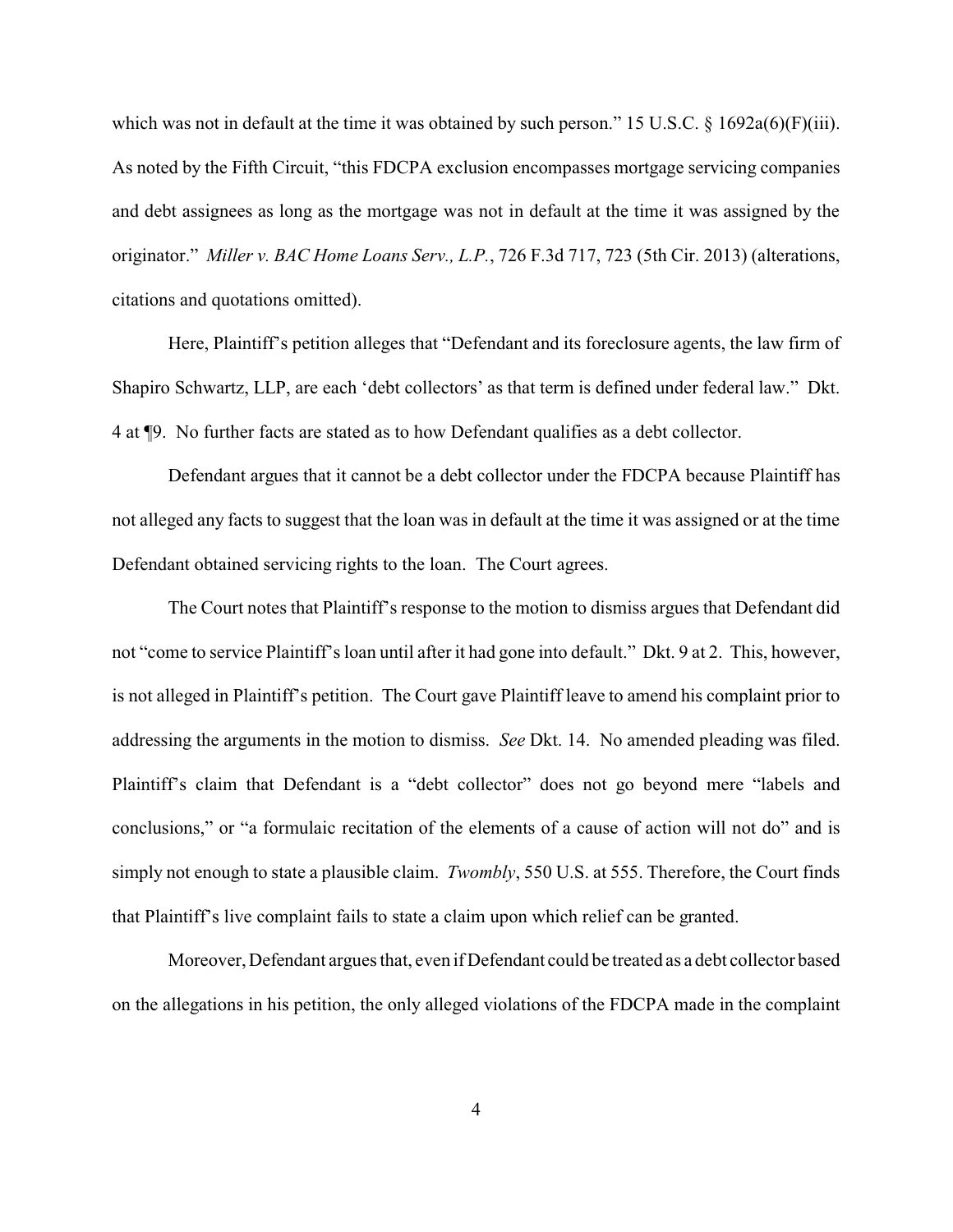which was not in default at the time it was obtained by such person." 15 U.S.C. § 1692a(6)(F)(iii). As noted by the Fifth Circuit, "this FDCPA exclusion encompasses mortgage servicing companies and debt assignees as long as the mortgage was not in default at the time it was assigned by the originator." *Miller v. BAC Home Loans Serv., L.P.*, 726 F.3d 717, 723 (5th Cir. 2013) (alterations, citations and quotations omitted).

Here, Plaintiff's petition alleges that "Defendant and its foreclosure agents, the law firm of Shapiro Schwartz, LLP, are each 'debt collectors' as that term is defined under federal law." Dkt. 4 at ¶9. No further facts are stated as to how Defendant qualifies as a debt collector.

Defendant argues that it cannot be a debt collector under the FDCPA because Plaintiff has not alleged any facts to suggest that the loan was in default at the time it was assigned or at the time Defendant obtained servicing rights to the loan. The Court agrees.

The Court notes that Plaintiff's response to the motion to dismiss argues that Defendant did not "come to service Plaintiff's loan until after it had gone into default." Dkt. 9 at 2. This, however, is not alleged in Plaintiff's petition. The Court gave Plaintiff leave to amend his complaint prior to addressing the arguments in the motion to dismiss. *See* Dkt. 14. No amended pleading was filed. Plaintiff's claim that Defendant is a "debt collector" does not go beyond mere "labels and conclusions," or "a formulaic recitation of the elements of a cause of action will not do" and is simply not enough to state a plausible claim. *Twombly*, 550 U.S. at 555. Therefore, the Court finds that Plaintiff's live complaint fails to state a claim upon which relief can be granted.

Moreover, Defendant argues that, even if Defendant could be treated as a debt collector based on the allegations in his petition, the only alleged violations of the FDCPA made in the complaint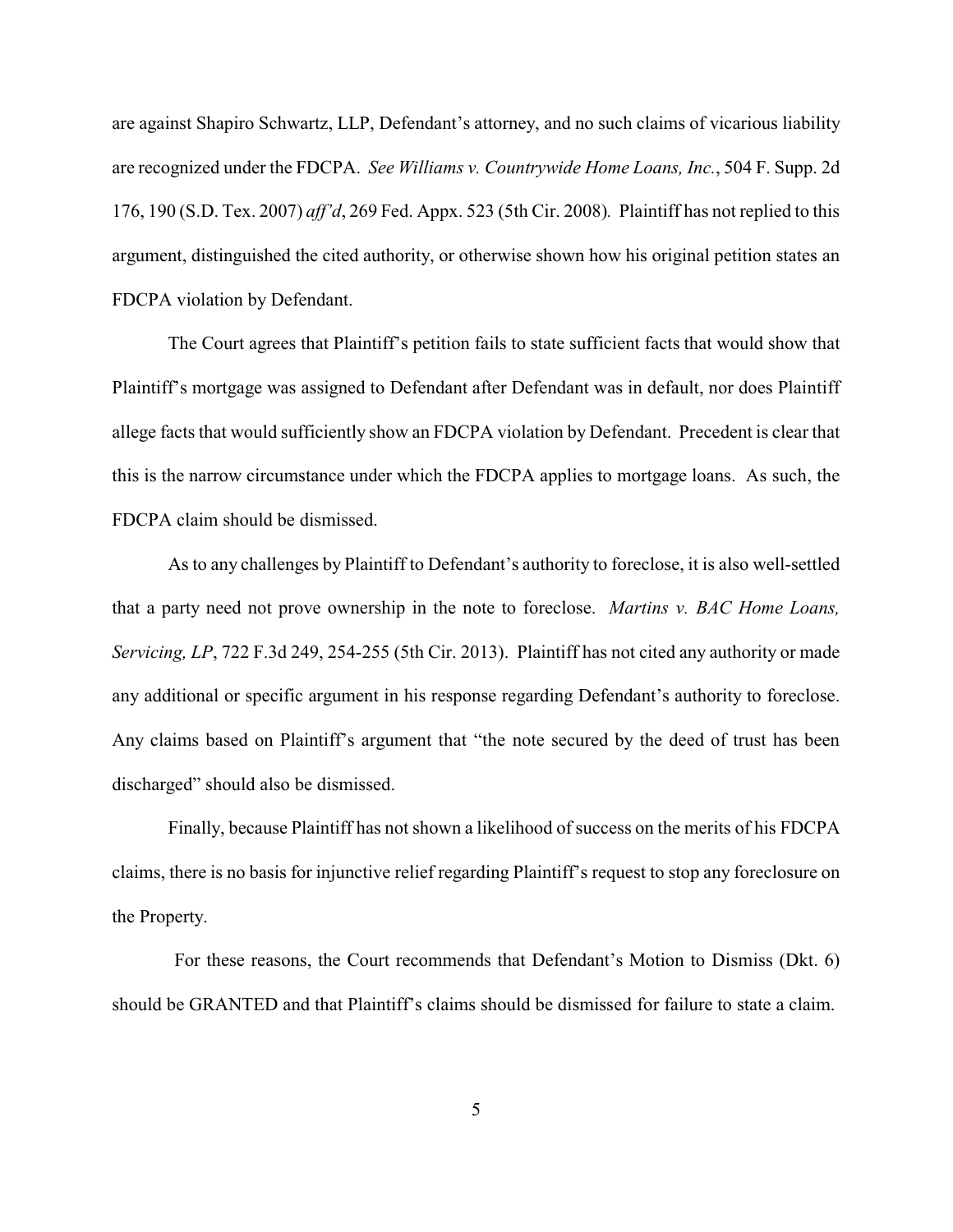are against Shapiro Schwartz, LLP, Defendant's attorney, and no such claims of vicarious liability are recognized under the FDCPA. *See Williams v. Countrywide Home Loans, Inc.*, 504 F. Supp. 2d 176, 190 (S.D. Tex. 2007) *aff'd*, 269 Fed. Appx. 523 (5th Cir. 2008). Plaintiff has not replied to this argument, distinguished the cited authority, or otherwise shown how his original petition states an FDCPA violation by Defendant.

The Court agrees that Plaintiff's petition fails to state sufficient facts that would show that Plaintiff's mortgage was assigned to Defendant after Defendant was in default, nor does Plaintiff allege facts that would sufficiently show an FDCPA violation by Defendant. Precedent is clear that this is the narrow circumstance under which the FDCPA applies to mortgage loans. As such, the FDCPA claim should be dismissed.

As to any challenges by Plaintiff to Defendant's authority to foreclose, it is also well-settled that a party need not prove ownership in the note to foreclose. *Martins v. BAC Home Loans, Servicing, LP*, 722 F.3d 249, 254-255 (5th Cir. 2013). Plaintiff has not cited any authority or made any additional or specific argument in his response regarding Defendant's authority to foreclose. Any claims based on Plaintiff's argument that "the note secured by the deed of trust has been discharged" should also be dismissed.

Finally, because Plaintiff has not shown a likelihood of success on the merits of his FDCPA claims, there is no basis for injunctive relief regarding Plaintiff's request to stop any foreclosure on the Property.

For these reasons, the Court recommends that Defendant's Motion to Dismiss (Dkt. 6) should be GRANTED and that Plaintiff's claims should be dismissed for failure to state a claim.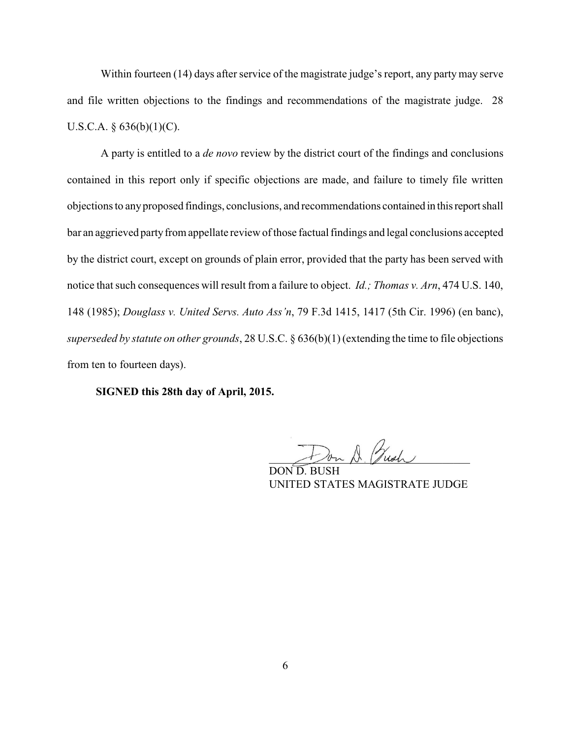Within fourteen (14) days after service of the magistrate judge's report, any party may serve and file written objections to the findings and recommendations of the magistrate judge. 28 U.S.C.A. § 636(b)(1)(C).

A party is entitled to a *de novo* review by the district court of the findings and conclusions contained in this report only if specific objections are made, and failure to timely file written objections to any proposed findings, conclusions, and recommendations contained in this report shall bar an aggrieved party from appellate review of those factual findings and legal conclusions accepted by the district court, except on grounds of plain error, provided that the party has been served with notice that such consequences will result from a failure to object. *Id.; Thomas v. Arn*, 474 U.S. 140, 148 (1985); *Douglass v. United Servs. Auto Ass'n*, 79 F.3d 1415, 1417 (5th Cir. 1996) (en banc), *superseded by statute on other grounds*, 28 U.S.C. § 636(b)(1) (extending the time to file objections from ten to fourteen days).

**SIGNED this 28th day of April, 2015.**

DON D. BUSH
UNITED STATES MAGISTRATE JUDGE